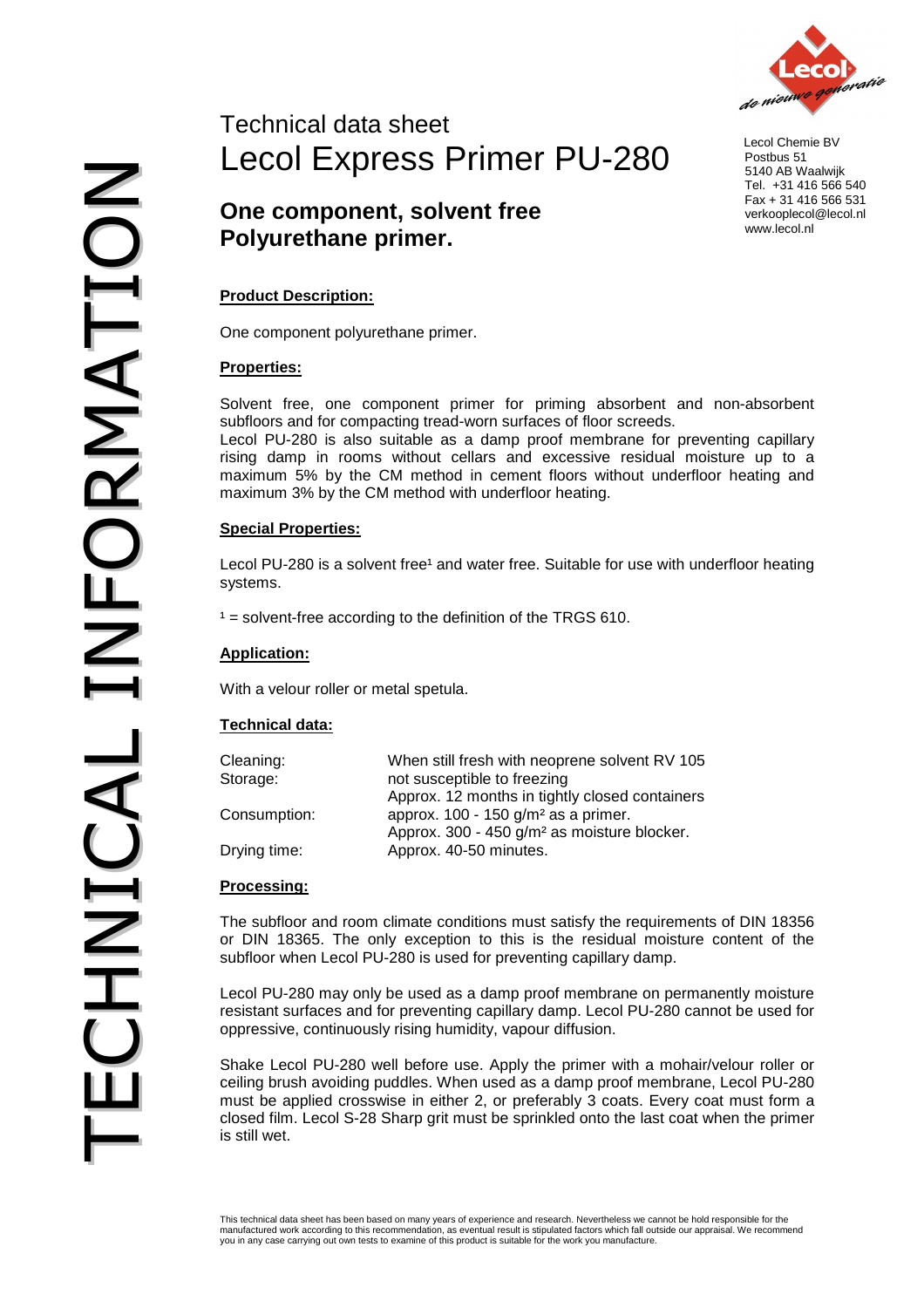TECHNICAL INFORMATION

Technical data sheet

# Lecol Express Primer PU-280

Lecol Chemie BV
Postbus 51
5140 AB Waalwijk
Tel. +31 416 566 540
Fax + 31 416 566 531
verkooplecol@lecol.nl
www.lecol.nl

## One component, solvent free Polyurethane primer.

**Product Description:**

One component polyurethane primer.

**Properties:**

Solvent free, one component primer for priming absorbent and non-absorbent subfloors and for compacting tread-worn surfaces of floor screeds.
Lecol PU-280 is also suitable as a damp proof membrane for preventing capillary rising damp in rooms without cellars and excessive residual moisture up to a maximum 5% by the CM method in cement floors without underfloor heating and maximum 3% by the CM method with underfloor heating.

**Special Properties:**

Lecol PU-280 is a solvent free[1] and water free. Suitable for use with underfloor heating systems.

[1] = solvent-free according to the definition of the TRGS 610.

**Application:**

With a velour roller or metal spetula.

**Technical data:**

| | |
|---|---|
| Cleaning: | When still fresh with neoprene solvent RV 105 |
| Storage: | not susceptible to freezing<br>Approx. 12 months in tightly closed containers |
| Consumption: | approx. 100 - 150 g/m² as a primer.<br>Approx. 300 - 450 g/m² as moisture blocker. |
| Drying time: | Approx. 40-50 minutes. |

**Processing:**

The subfloor and room climate conditions must satisfy the requirements of DIN 18356 or DIN 18365. The only exception to this is the residual moisture content of the subfloor when Lecol PU-280 is used for preventing capillary damp.

Lecol PU-280 may only be used as a damp proof membrane on permanently moisture resistant surfaces and for preventing capillary damp. Lecol PU-280 cannot be used for oppressive, continuously rising humidity, vapour diffusion.

Shake Lecol PU-280 well before use. Apply the primer with a mohair/velour roller or ceiling brush avoiding puddles. When used as a damp proof membrane, Lecol PU-280 must be applied crosswise in either 2, or preferably 3 coats. Every coat must form a closed film. Lecol S-28 Sharp grit must be sprinkled onto the last coat when the primer is still wet.

This technical data sheet has been based on many years of experience and research. Nevertheless we cannot be hold responsible for the manufactured work according to this recommendation, as eventual result is stipulated factors which fall outside our appraisal. We recommend you in any case carrying out own tests to examine of this product is suitable for the work you manufacture.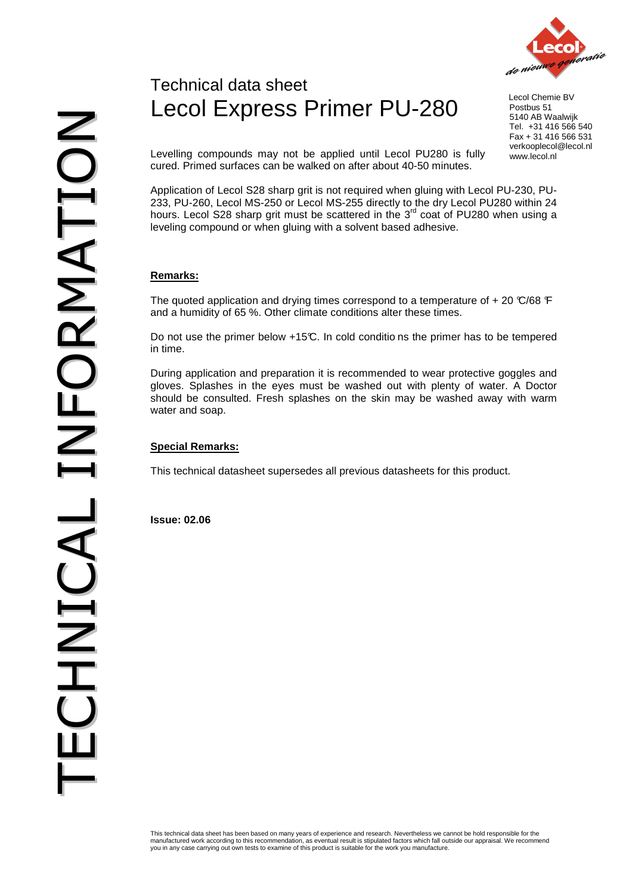# Technical data sheet
# Lecol Express Primer PU-280

Lecol Chemie BV
Postbus 51
5140 AB Waalwijk
Tel. +31 416 566 540
Fax + 31 416 566 531
verkooplecol@lecol.nl
www.lecol.nl

Levelling compounds may not be applied until Lecol PU280 is fully cured. Primed surfaces can be walked on after about 40-50 minutes.

Application of Lecol S28 sharp grit is not required when gluing with Lecol PU-230, PU-233, PU-260, Lecol MS-250 or Lecol MS-255 directly to the dry Lecol PU280 within 24 hours. Lecol S28 sharp grit must be scattered in the 3rd coat of PU280 when using a leveling compound or when gluing with a solvent based adhesive.

**Remarks:**

The quoted application and drying times correspond to a temperature of + 20 °C/68 °F and a humidity of 65 %. Other climate conditions alter these times.

Do not use the primer below +15°C. In cold conditio ns the primer has to be tempered in time.

During application and preparation it is recommended to wear protective goggles and gloves. Splashes in the eyes must be washed out with plenty of water. A Doctor should be consulted. Fresh splashes on the skin may be washed away with warm water and soap.

**Special Remarks:**

This technical datasheet supersedes all previous datasheets for this product.

**Issue: 02.06**

This technical data sheet has been based on many years of experience and research. Nevertheless we cannot be hold responsible for the manufactured work according to this recommendation, as eventual result is stipulated factors which fall outside our appraisal. We recommend you in any case carrying out own tests to examine of this product is suitable for the work you manufacture.